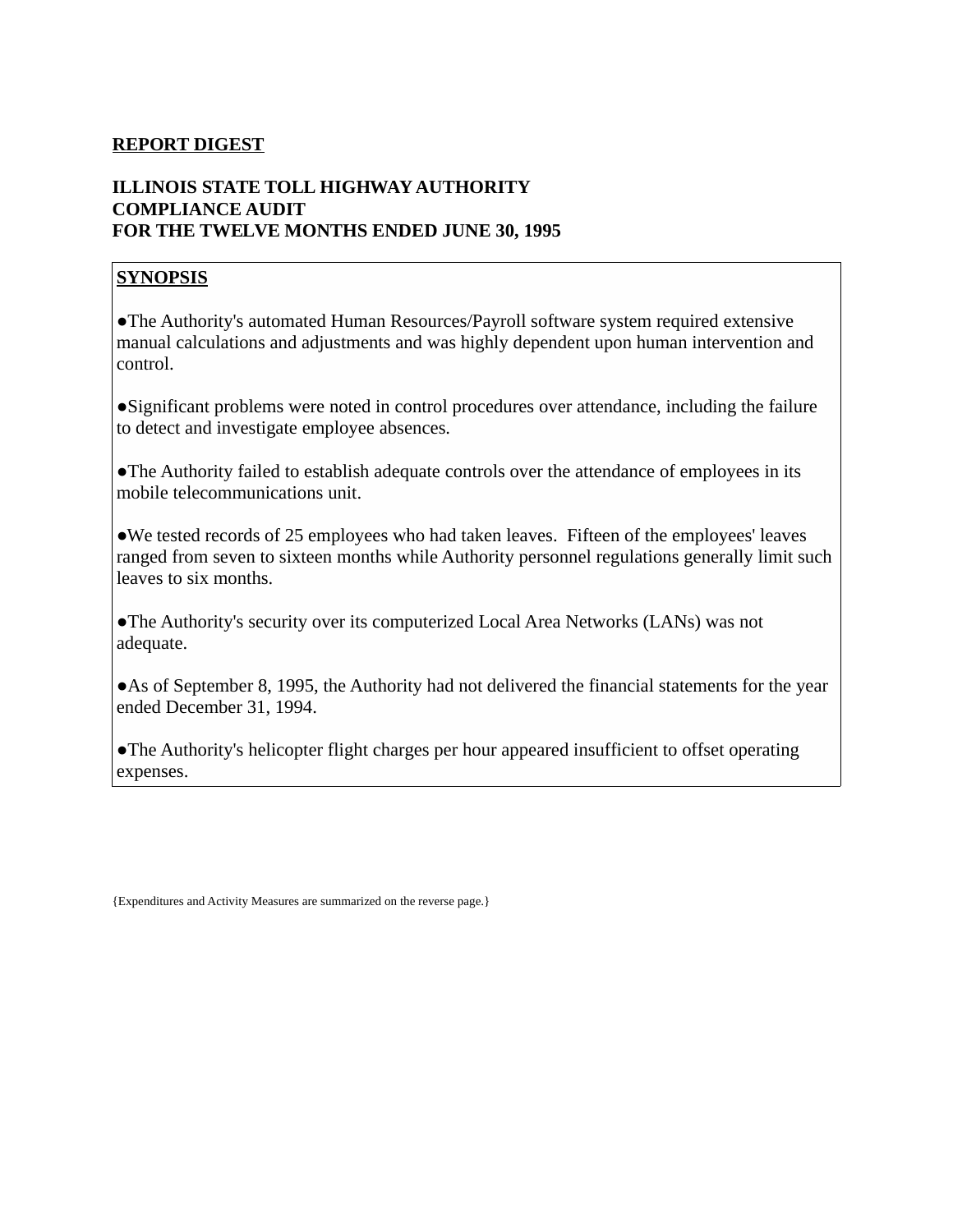**REPORT DIGEST**

**ILLINOIS STATE TOLL HIGHWAY AUTHORITY**
**COMPLIANCE AUDIT**
**FOR THE TWELVE MONTHS ENDED JUNE 30, 1995**

**SYNOPSIS**

- The Authority's automated Human Resources/Payroll software system required extensive manual calculations and adjustments and was highly dependent upon human intervention and control.

- Significant problems were noted in control procedures over attendance, including the failure to detect and investigate employee absences.

- The Authority failed to establish adequate controls over the attendance of employees in its mobile telecommunications unit.

- We tested records of 25 employees who had taken leaves. Fifteen of the employees' leaves ranged from seven to sixteen months while Authority personnel regulations generally limit such leaves to six months.

- The Authority's security over its computerized Local Area Networks (LANs) was not adequate.

- As of September 8, 1995, the Authority had not delivered the financial statements for the year ended December 31, 1994.

- The Authority's helicopter flight charges per hour appeared insufficient to offset operating expenses.

{Expenditures and Activity Measures are summarized on the reverse page.}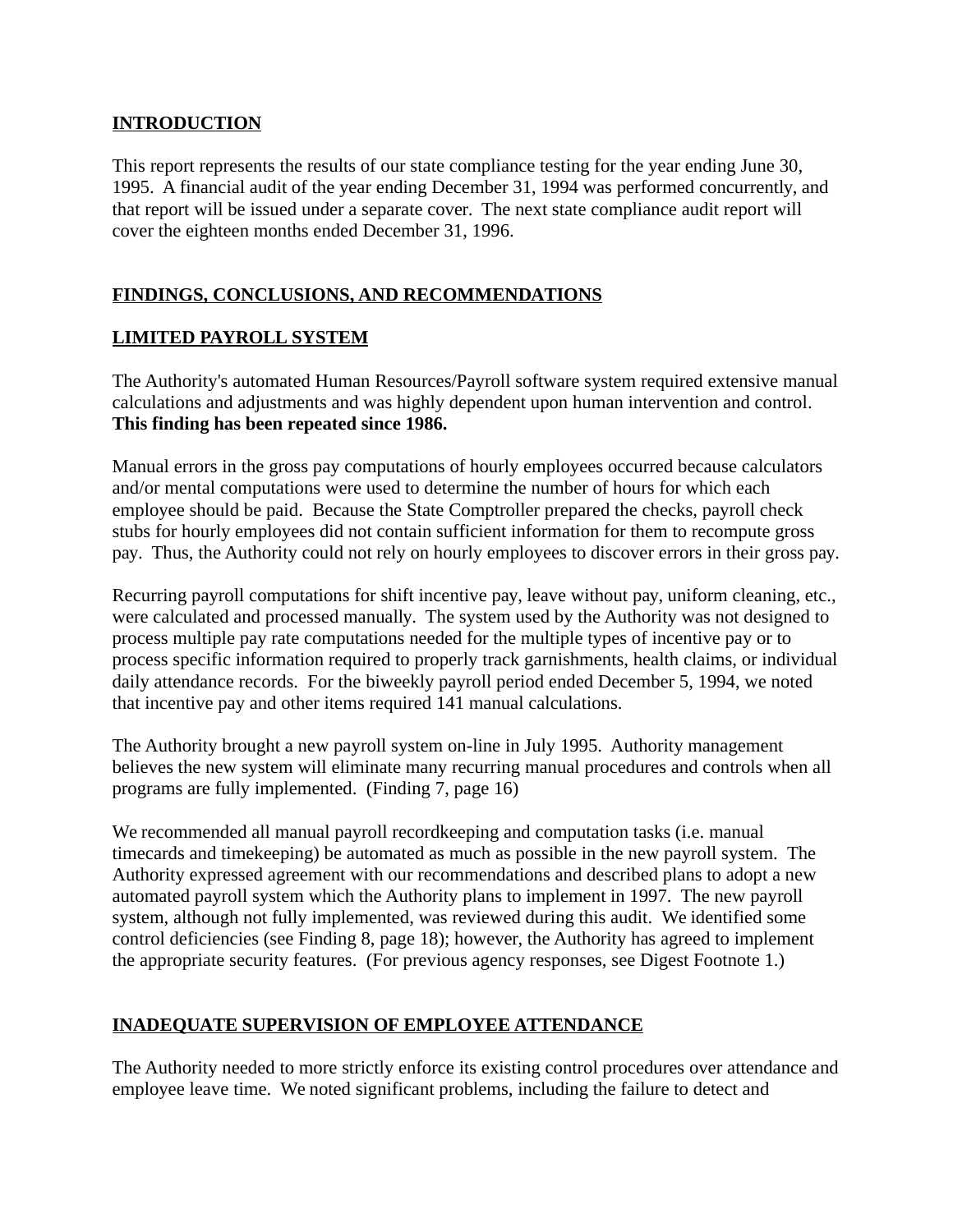## INTRODUCTION

This report represents the results of our state compliance testing for the year ending June 30, 1995. A financial audit of the year ending December 31, 1994 was performed concurrently, and that report will be issued under a separate cover. The next state compliance audit report will cover the eighteen months ended December 31, 1996.

## FINDINGS, CONCLUSIONS, AND RECOMMENDATIONS

### LIMITED PAYROLL SYSTEM

The Authority's automated Human Resources/Payroll software system required extensive manual calculations and adjustments and was highly dependent upon human intervention and control. **This finding has been repeated since 1986.**

Manual errors in the gross pay computations of hourly employees occurred because calculators and/or mental computations were used to determine the number of hours for which each employee should be paid. Because the State Comptroller prepared the checks, payroll check stubs for hourly employees did not contain sufficient information for them to recompute gross pay. Thus, the Authority could not rely on hourly employees to discover errors in their gross pay.

Recurring payroll computations for shift incentive pay, leave without pay, uniform cleaning, etc., were calculated and processed manually. The system used by the Authority was not designed to process multiple pay rate computations needed for the multiple types of incentive pay or to process specific information required to properly track garnishments, health claims, or individual daily attendance records. For the biweekly payroll period ended December 5, 1994, we noted that incentive pay and other items required 141 manual calculations.

The Authority brought a new payroll system on-line in July 1995. Authority management believes the new system will eliminate many recurring manual procedures and controls when all programs are fully implemented. (Finding 7, page 16)

We recommended all manual payroll recordkeeping and computation tasks (i.e. manual timecards and timekeeping) be automated as much as possible in the new payroll system. The Authority expressed agreement with our recommendations and described plans to adopt a new automated payroll system which the Authority plans to implement in 1997. The new payroll system, although not fully implemented, was reviewed during this audit. We identified some control deficiencies (see Finding 8, page 18); however, the Authority has agreed to implement the appropriate security features. (For previous agency responses, see Digest Footnote 1.)

### INADEQUATE SUPERVISION OF EMPLOYEE ATTENDANCE

The Authority needed to more strictly enforce its existing control procedures over attendance and employee leave time. We noted significant problems, including the failure to detect and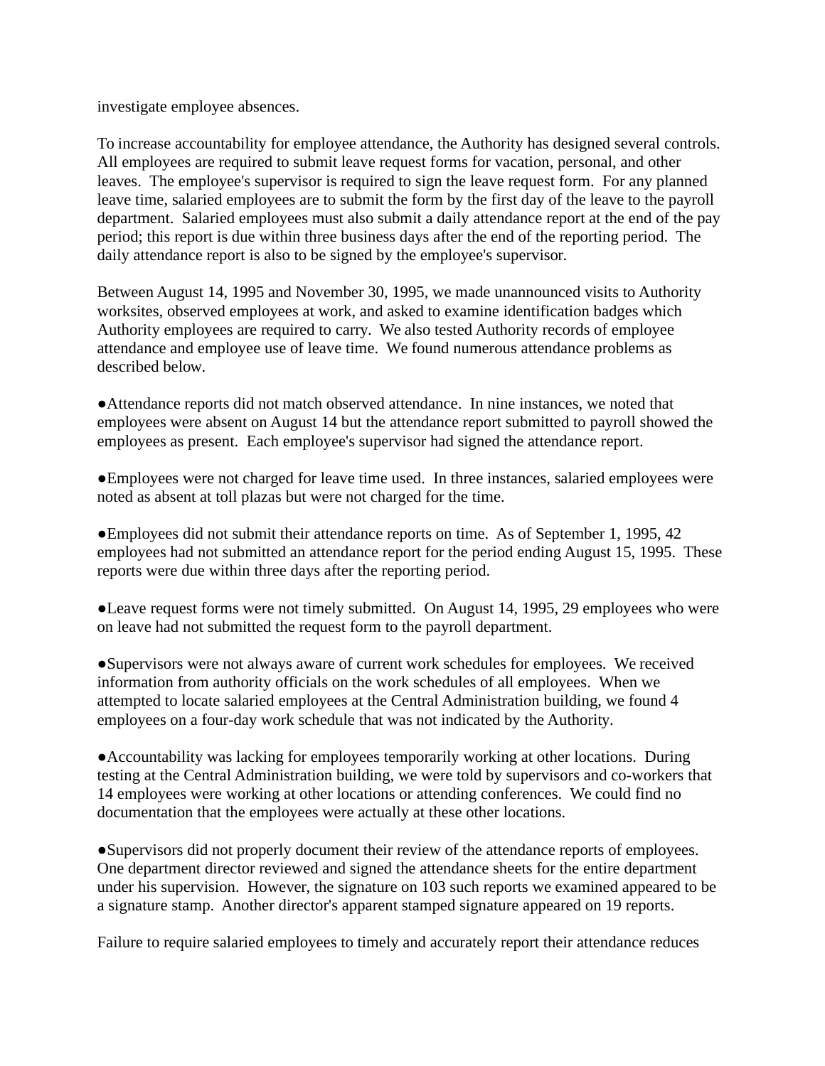investigate employee absences.

To increase accountability for employee attendance, the Authority has designed several controls. All employees are required to submit leave request forms for vacation, personal, and other leaves. The employee's supervisor is required to sign the leave request form. For any planned leave time, salaried employees are to submit the form by the first day of the leave to the payroll department. Salaried employees must also submit a daily attendance report at the end of the pay period; this report is due within three business days after the end of the reporting period. The daily attendance report is also to be signed by the employee's supervisor.

Between August 14, 1995 and November 30, 1995, we made unannounced visits to Authority worksites, observed employees at work, and asked to examine identification badges which Authority employees are required to carry. We also tested Authority records of employee attendance and employee use of leave time. We found numerous attendance problems as described below.

- Attendance reports did not match observed attendance. In nine instances, we noted that employees were absent on August 14 but the attendance report submitted to payroll showed the employees as present. Each employee's supervisor had signed the attendance report.

- Employees were not charged for leave time used. In three instances, salaried employees were noted as absent at toll plazas but were not charged for the time.

- Employees did not submit their attendance reports on time. As of September 1, 1995, 42 employees had not submitted an attendance report for the period ending August 15, 1995. These reports were due within three days after the reporting period.

- Leave request forms were not timely submitted. On August 14, 1995, 29 employees who were on leave had not submitted the request form to the payroll department.

- Supervisors were not always aware of current work schedules for employees. We received information from authority officials on the work schedules of all employees. When we attempted to locate salaried employees at the Central Administration building, we found 4 employees on a four-day work schedule that was not indicated by the Authority.

- Accountability was lacking for employees temporarily working at other locations. During testing at the Central Administration building, we were told by supervisors and co-workers that 14 employees were working at other locations or attending conferences. We could find no documentation that the employees were actually at these other locations.

- Supervisors did not properly document their review of the attendance reports of employees. One department director reviewed and signed the attendance sheets for the entire department under his supervision. However, the signature on 103 such reports we examined appeared to be a signature stamp. Another director's apparent stamped signature appeared on 19 reports.

Failure to require salaried employees to timely and accurately report their attendance reduces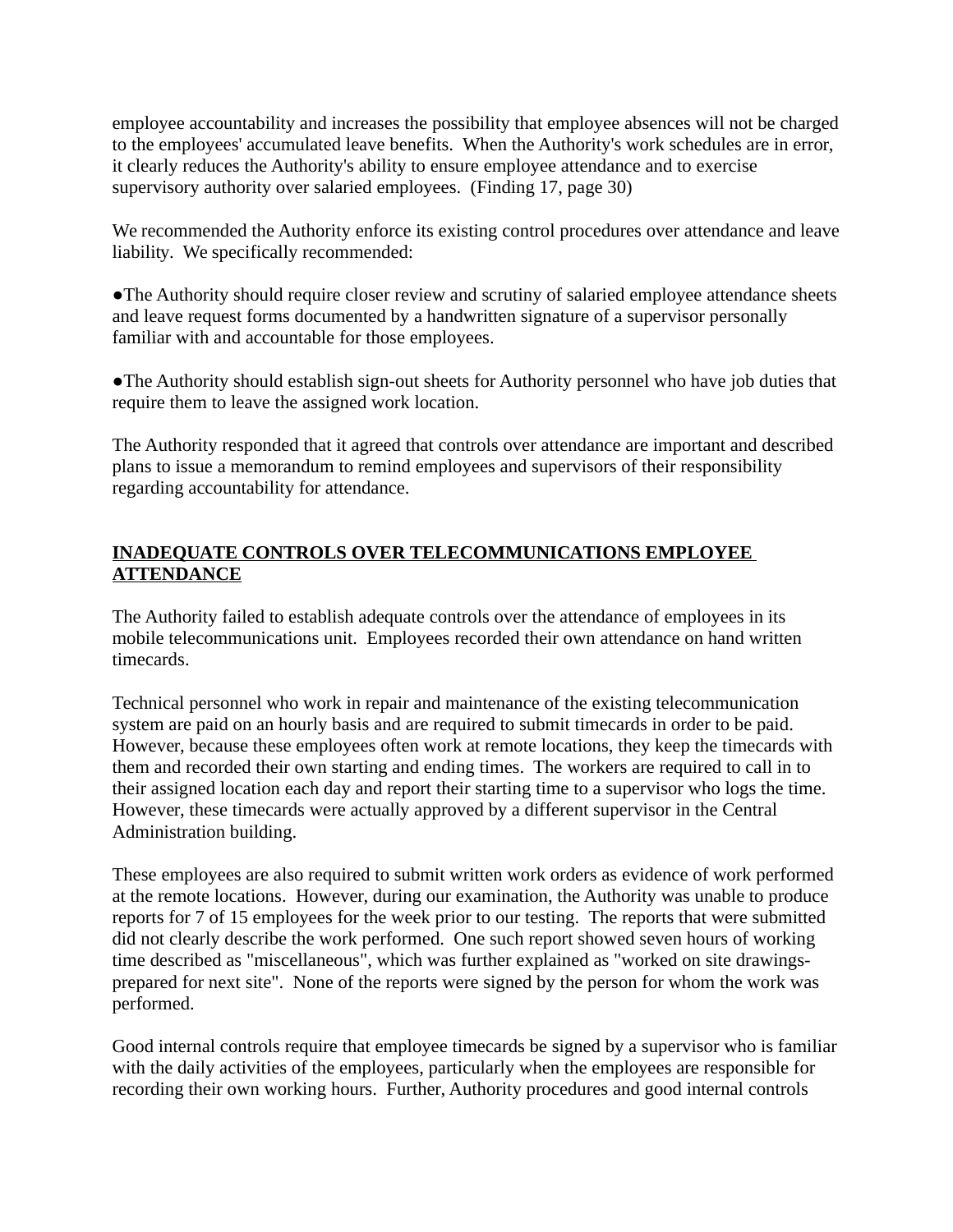employee accountability and increases the possibility that employee absences will not be charged to the employees' accumulated leave benefits. When the Authority's work schedules are in error, it clearly reduces the Authority's ability to ensure employee attendance and to exercise supervisory authority over salaried employees. (Finding 17, page 30)

We recommended the Authority enforce its existing control procedures over attendance and leave liability. We specifically recommended:

- The Authority should require closer review and scrutiny of salaried employee attendance sheets and leave request forms documented by a handwritten signature of a supervisor personally familiar with and accountable for those employees.

- The Authority should establish sign-out sheets for Authority personnel who have job duties that require them to leave the assigned work location.

The Authority responded that it agreed that controls over attendance are important and described plans to issue a memorandum to remind employees and supervisors of their responsibility regarding accountability for attendance.

## INADEQUATE CONTROLS OVER TELECOMMUNICATIONS EMPLOYEE ATTENDANCE

The Authority failed to establish adequate controls over the attendance of employees in its mobile telecommunications unit. Employees recorded their own attendance on hand written timecards.

Technical personnel who work in repair and maintenance of the existing telecommunication system are paid on an hourly basis and are required to submit timecards in order to be paid. However, because these employees often work at remote locations, they keep the timecards with them and recorded their own starting and ending times. The workers are required to call in to their assigned location each day and report their starting time to a supervisor who logs the time. However, these timecards were actually approved by a different supervisor in the Central Administration building.

These employees are also required to submit written work orders as evidence of work performed at the remote locations. However, during our examination, the Authority was unable to produce reports for 7 of 15 employees for the week prior to our testing. The reports that were submitted did not clearly describe the work performed. One such report showed seven hours of working time described as "miscellaneous", which was further explained as "worked on site drawings-prepared for next site". None of the reports were signed by the person for whom the work was performed.

Good internal controls require that employee timecards be signed by a supervisor who is familiar with the daily activities of the employees, particularly when the employees are responsible for recording their own working hours. Further, Authority procedures and good internal controls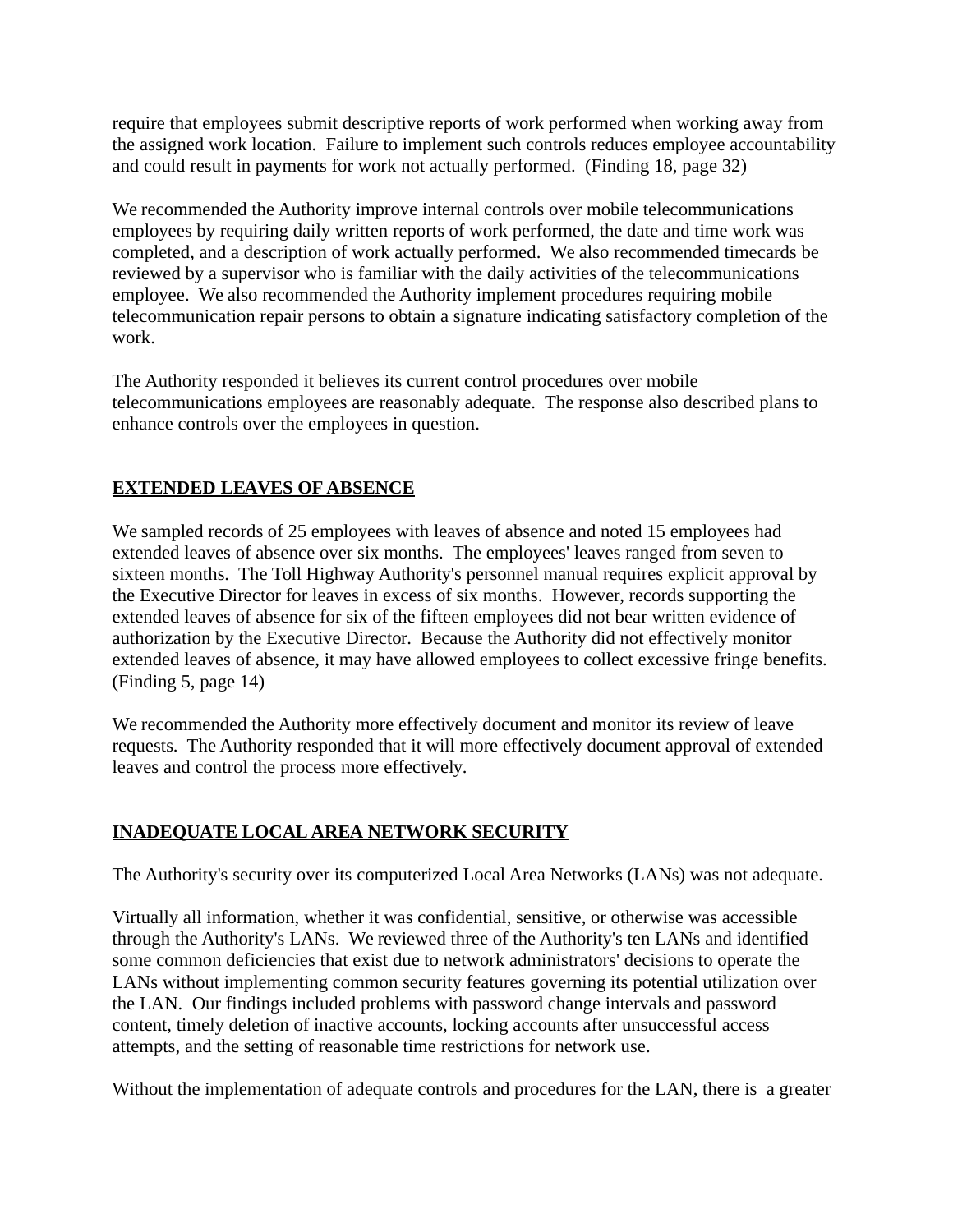require that employees submit descriptive reports of work performed when working away from the assigned work location. Failure to implement such controls reduces employee accountability and could result in payments for work not actually performed. (Finding 18, page 32)

We recommended the Authority improve internal controls over mobile telecommunications employees by requiring daily written reports of work performed, the date and time work was completed, and a description of work actually performed. We also recommended timecards be reviewed by a supervisor who is familiar with the daily activities of the telecommunications employee. We also recommended the Authority implement procedures requiring mobile telecommunication repair persons to obtain a signature indicating satisfactory completion of the work.

The Authority responded it believes its current control procedures over mobile telecommunications employees are reasonably adequate. The response also described plans to enhance controls over the employees in question.

## EXTENDED LEAVES OF ABSENCE

We sampled records of 25 employees with leaves of absence and noted 15 employees had extended leaves of absence over six months. The employees' leaves ranged from seven to sixteen months. The Toll Highway Authority's personnel manual requires explicit approval by the Executive Director for leaves in excess of six months. However, records supporting the extended leaves of absence for six of the fifteen employees did not bear written evidence of authorization by the Executive Director. Because the Authority did not effectively monitor extended leaves of absence, it may have allowed employees to collect excessive fringe benefits. (Finding 5, page 14)

We recommended the Authority more effectively document and monitor its review of leave requests. The Authority responded that it will more effectively document approval of extended leaves and control the process more effectively.

## INADEQUATE LOCAL AREA NETWORK SECURITY

The Authority's security over its computerized Local Area Networks (LANs) was not adequate.

Virtually all information, whether it was confidential, sensitive, or otherwise was accessible through the Authority's LANs. We reviewed three of the Authority's ten LANs and identified some common deficiencies that exist due to network administrators' decisions to operate the LANs without implementing common security features governing its potential utilization over the LAN. Our findings included problems with password change intervals and password content, timely deletion of inactive accounts, locking accounts after unsuccessful access attempts, and the setting of reasonable time restrictions for network use.

Without the implementation of adequate controls and procedures for the LAN, there is a greater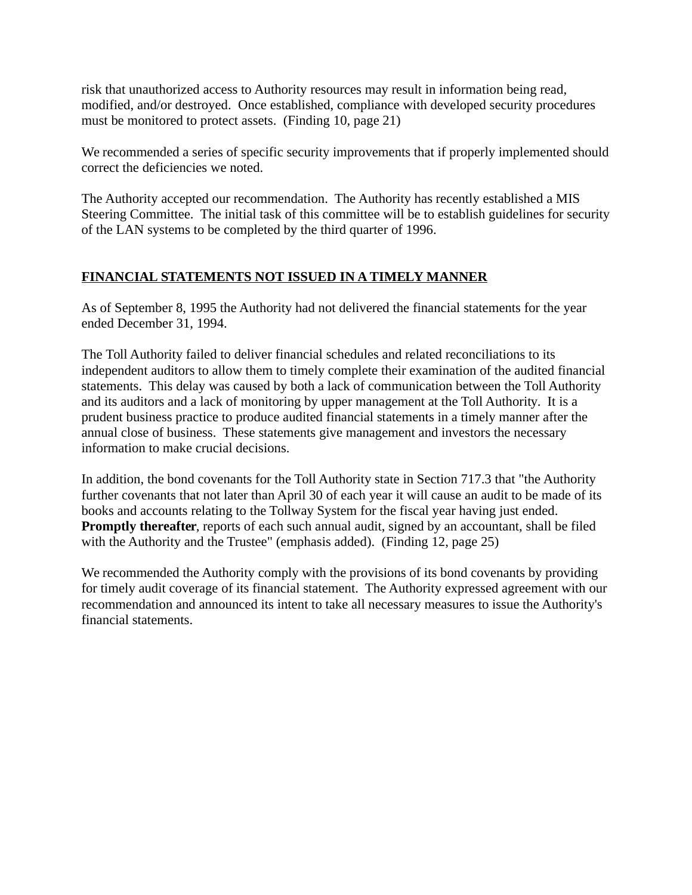risk that unauthorized access to Authority resources may result in information being read, modified, and/or destroyed. Once established, compliance with developed security procedures must be monitored to protect assets. (Finding 10, page 21)

We recommended a series of specific security improvements that if properly implemented should correct the deficiencies we noted.

The Authority accepted our recommendation. The Authority has recently established a MIS Steering Committee. The initial task of this committee will be to establish guidelines for security of the LAN systems to be completed by the third quarter of 1996.

## FINANCIAL STATEMENTS NOT ISSUED IN A TIMELY MANNER

As of September 8, 1995 the Authority had not delivered the financial statements for the year ended December 31, 1994.

The Toll Authority failed to deliver financial schedules and related reconciliations to its independent auditors to allow them to timely complete their examination of the audited financial statements. This delay was caused by both a lack of communication between the Toll Authority and its auditors and a lack of monitoring by upper management at the Toll Authority. It is a prudent business practice to produce audited financial statements in a timely manner after the annual close of business. These statements give management and investors the necessary information to make crucial decisions.

In addition, the bond covenants for the Toll Authority state in Section 717.3 that "the Authority further covenants that not later than April 30 of each year it will cause an audit to be made of its books and accounts relating to the Tollway System for the fiscal year having just ended. **Promptly thereafter**, reports of each such annual audit, signed by an accountant, shall be filed with the Authority and the Trustee" (emphasis added). (Finding 12, page 25)

We recommended the Authority comply with the provisions of its bond covenants by providing for timely audit coverage of its financial statement. The Authority expressed agreement with our recommendation and announced its intent to take all necessary measures to issue the Authority's financial statements.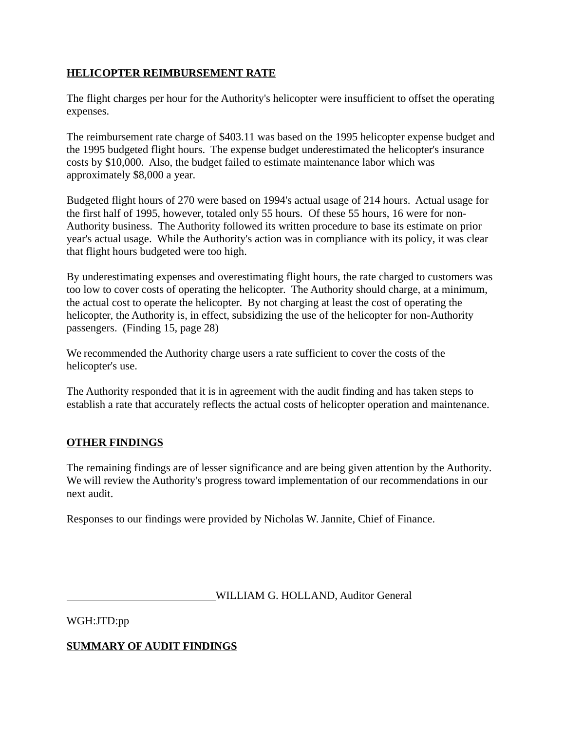## HELICOPTER REIMBURSEMENT RATE

The flight charges per hour for the Authority's helicopter were insufficient to offset the operating expenses.

The reimbursement rate charge of $403.11 was based on the 1995 helicopter expense budget and the 1995 budgeted flight hours. The expense budget underestimated the helicopter's insurance costs by $10,000. Also, the budget failed to estimate maintenance labor which was approximately $8,000 a year.

Budgeted flight hours of 270 were based on 1994's actual usage of 214 hours. Actual usage for the first half of 1995, however, totaled only 55 hours. Of these 55 hours, 16 were for non-Authority business. The Authority followed its written procedure to base its estimate on prior year's actual usage. While the Authority's action was in compliance with its policy, it was clear that flight hours budgeted were too high.

By underestimating expenses and overestimating flight hours, the rate charged to customers was too low to cover costs of operating the helicopter. The Authority should charge, at a minimum, the actual cost to operate the helicopter. By not charging at least the cost of operating the helicopter, the Authority is, in effect, subsidizing the use of the helicopter for non-Authority passengers. (Finding 15, page 28)

We recommended the Authority charge users a rate sufficient to cover the costs of the helicopter's use.

The Authority responded that it is in agreement with the audit finding and has taken steps to establish a rate that accurately reflects the actual costs of helicopter operation and maintenance.

## OTHER FINDINGS

The remaining findings are of lesser significance and are being given attention by the Authority. We will review the Authority's progress toward implementation of our recommendations in our next audit.

Responses to our findings were provided by Nicholas W. Jannite, Chief of Finance.

\_\_\_\_\_\_\_\_\_\_\_\_\_\_\_\_\_\_\_\_\_\_\_\_\_\_\_WILLIAM G. HOLLAND, Auditor General

WGH:JTD:pp

## SUMMARY OF AUDIT FINDINGS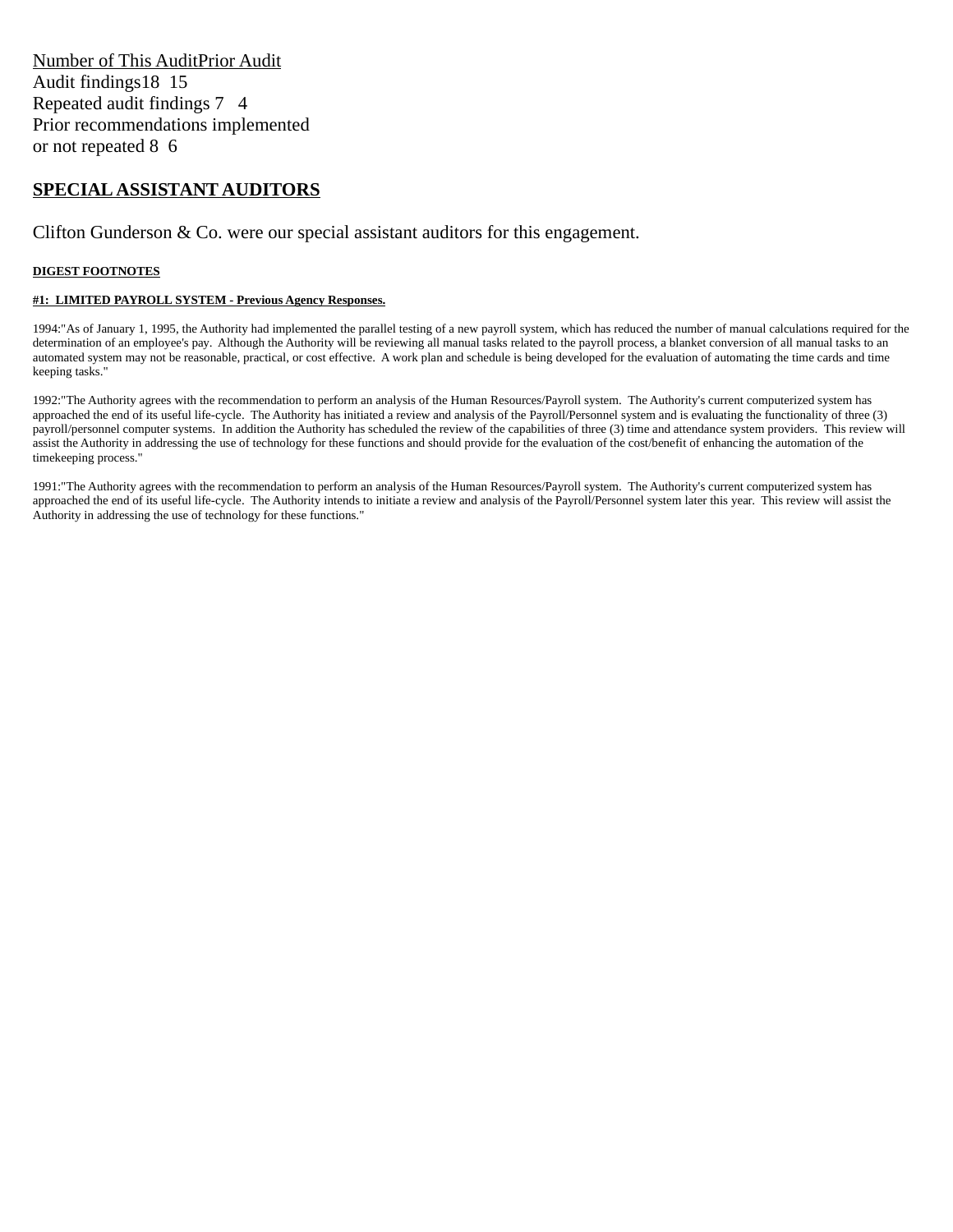| Number of | This Audit | Prior Audit |
|---|---|---|
| Audit findings | 18 | 15 |
| Repeated audit findings | 7 | 4 |
| Prior recommendations implemented or not repeated | 8 | 6 |

## SPECIAL ASSISTANT AUDITORS

Clifton Gunderson & Co. were our special assistant auditors for this engagement.

**DIGEST FOOTNOTES**

**#1: LIMITED PAYROLL SYSTEM - Previous Agency Responses.**

1994:"As of January 1, 1995, the Authority had implemented the parallel testing of a new payroll system, which has reduced the number of manual calculations required for the determination of an employee's pay. Although the Authority will be reviewing all manual tasks related to the payroll process, a blanket conversion of all manual tasks to an automated system may not be reasonable, practical, or cost effective. A work plan and schedule is being developed for the evaluation of automating the time cards and time keeping tasks."

1992:"The Authority agrees with the recommendation to perform an analysis of the Human Resources/Payroll system. The Authority's current computerized system has approached the end of its useful life-cycle. The Authority has initiated a review and analysis of the Payroll/Personnel system and is evaluating the functionality of three (3) payroll/personnel computer systems. In addition the Authority has scheduled the review of the capabilities of three (3) time and attendance system providers. This review will assist the Authority in addressing the use of technology for these functions and should provide for the evaluation of the cost/benefit of enhancing the automation of the timekeeping process."

1991:"The Authority agrees with the recommendation to perform an analysis of the Human Resources/Payroll system. The Authority's current computerized system has approached the end of its useful life-cycle. The Authority intends to initiate a review and analysis of the Payroll/Personnel system later this year. This review will assist the Authority in addressing the use of technology for these functions."